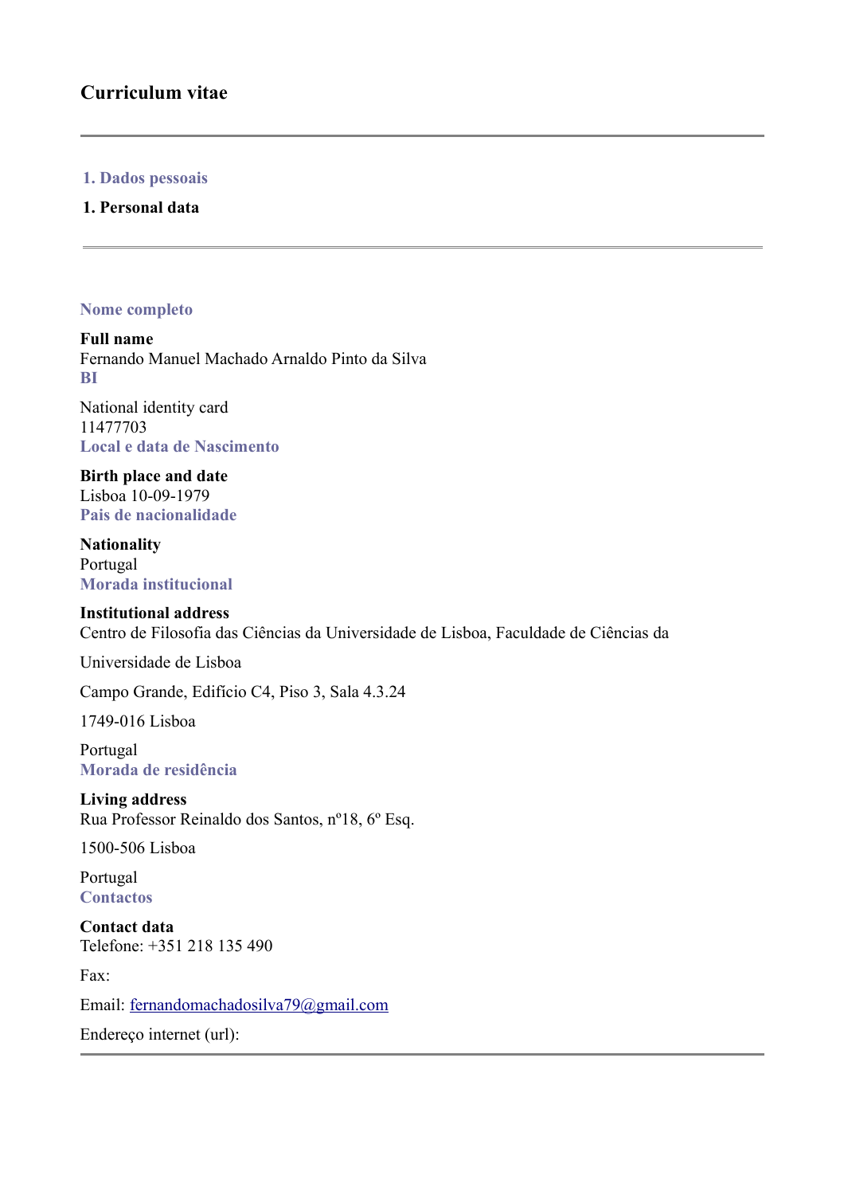# Curriculum vitae

---

## 1. Dados pessoais

## 1. Personal data

---

**Nome completo**

**Full name**
Fernando Manuel Machado Arnaldo Pinto da Silva

**BI**

National identity card
11477703

**Local e data de Nascimento**

**Birth place and date**
Lisboa 10-09-1979

**Pais de nacionalidade**

**Nationality**
Portugal

**Morada institucional**

**Institutional address**
Centro de Filosofia das Ciências da Universidade de Lisboa, Faculdade de Ciências da

Universidade de Lisboa

Campo Grande, Edifício C4, Piso 3, Sala 4.3.24

1749-016 Lisboa

Portugal

**Morada de residência**

**Living address**
Rua Professor Reinaldo dos Santos, nº18, 6º Esq.

1500-506 Lisboa

Portugal

**Contactos**

**Contact data**
Telefone: +351 218 135 490

Fax:

Email: fernandomachadosilva79@gmail.com

Endereço internet (url):

---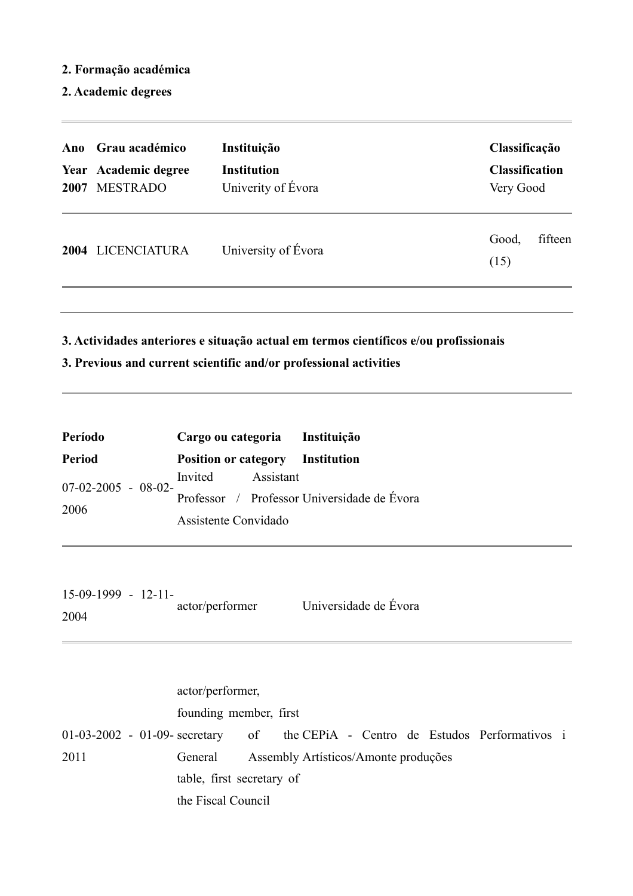**2. Formação académica**

**2. Academic degrees**

| **Ano** / **Year** | **Grau académico** / **Academic degree** | **Instituição** / **Institution** | **Classificação** / **Classification** |
|---|---|---|---|
| **2007** | MESTRADO | Univerity of Évora | Very Good |
| **2004** | LICENCIATURA | University of Évora | Good, fifteen (15) |

**3. Actividades anteriores e situação actual em termos científicos e/ou profissionais**

**3. Previous and current scientific and/or professional activities**

| **Período** / **Period** | **Cargo ou categoria** / **Position or category** | **Instituição** / **Institution** |
|---|---|---|
| 07-02-2005 - 08-02-2006 | Invited Assistant Professor / Professor Assistente Convidado | Universidade de Évora |
| 15-09-1999 - 12-11-2004 | actor/performer | Universidade de Évora |
| 01-03-2002 - 01-09-2011 | actor/performer, founding member, first secretary of the General Assembly table, first secretary of the Fiscal Council | CEPiA - Centro de Estudos Performativos i Artísticos/Amonte produções |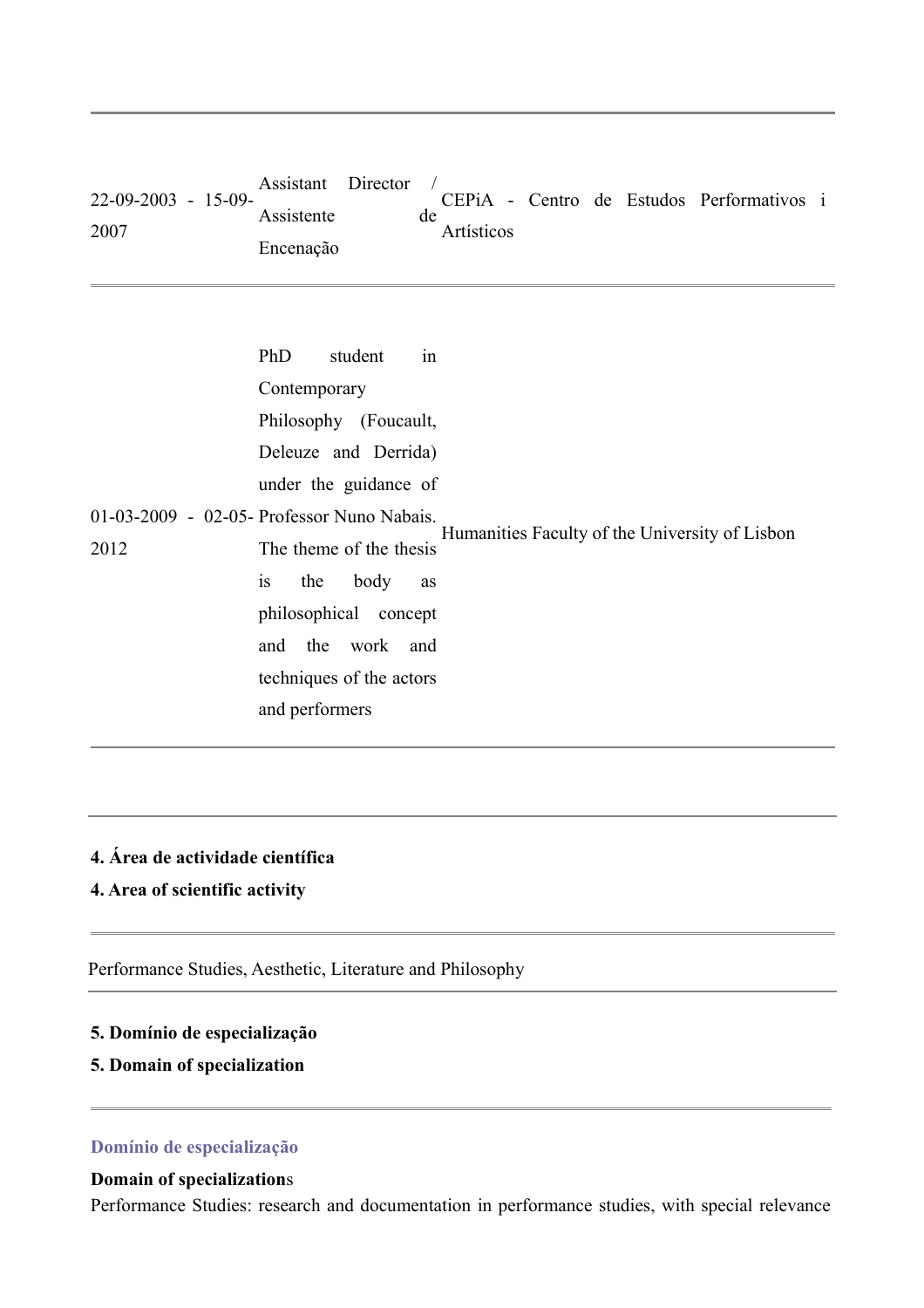| | | |
|---|---|---|
| 22-09-2003 - 15-09-2007 | Assistant Director / Assistente de Encenação | CEPiA - Centro de Estudos Performativos i Artísticos |
| 01-03-2009 - 02-05-2012 | PhD student in Contemporary Philosophy (Foucault, Deleuze and Derrida) under the guidance of Professor Nuno Nabais. The theme of the thesis is the body as philosophical concept and the work and techniques of the actors and performers | Humanities Faculty of the University of Lisbon |

**4. Área de actividade científica**

**4. Area of scientific activity**

Performance Studies, Aesthetic, Literature and Philosophy

**5. Domínio de especialização**

**5. Domain of specialization**

**Domínio de especialização**

**Domain of specialization**s

Performance Studies: research and documentation in performance studies, with special relevance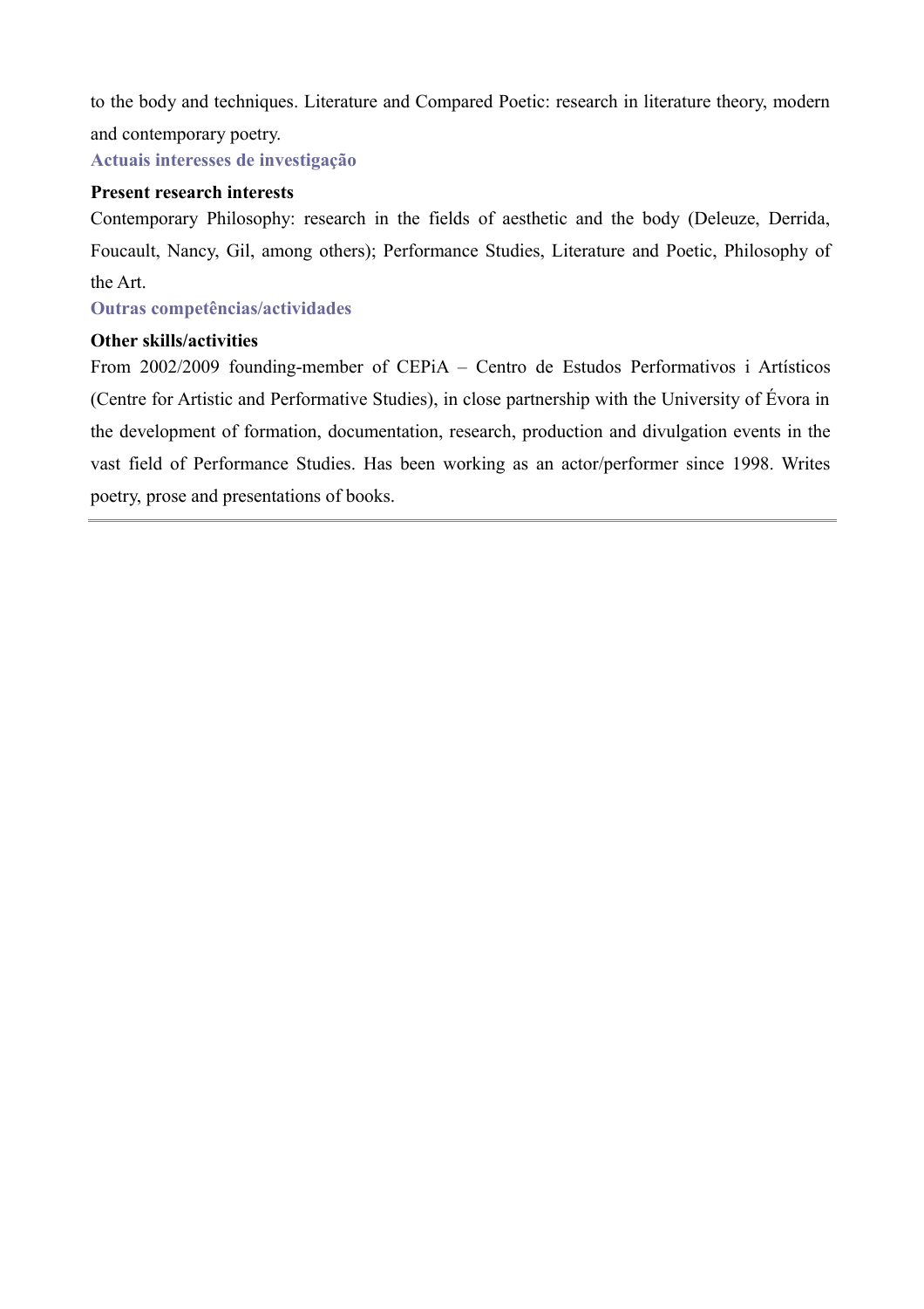to the body and techniques. Literature and Compared Poetic: research in literature theory, modern and contemporary poetry.

### Actuais interesses de investigação

**Present research interests**

Contemporary Philosophy: research in the fields of aesthetic and the body (Deleuze, Derrida, Foucault, Nancy, Gil, among others); Performance Studies, Literature and Poetic, Philosophy of the Art.

### Outras competências/actividades

**Other skills/activities**

From 2002/2009 founding-member of CEPiA – Centro de Estudos Performativos i Artísticos (Centre for Artistic and Performative Studies), in close partnership with the University of Évora in the development of formation, documentation, research, production and divulgation events in the vast field of Performance Studies. Has been working as an actor/performer since 1998. Writes poetry, prose and presentations of books.

---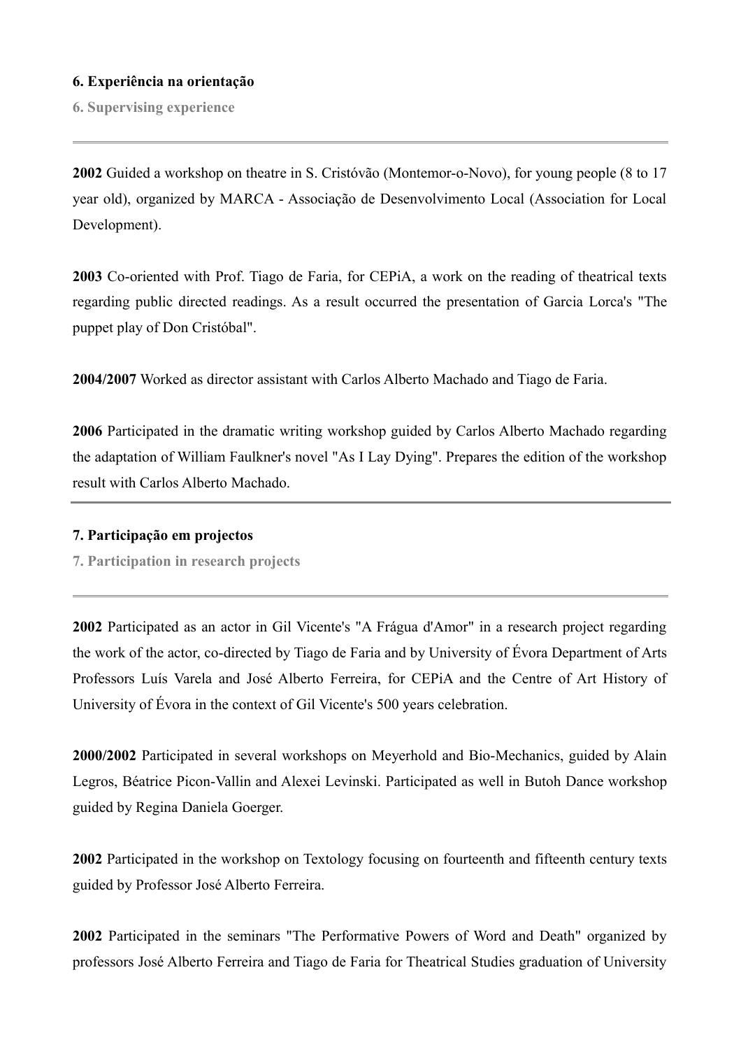### 6. Experiência na orientação

### 6. Supervising experience

---

**2002** Guided a workshop on theatre in S. Cristóvão (Montemor-o-Novo), for young people (8 to 17 year old), organized by MARCA - Associação de Desenvolvimento Local (Association for Local Development).

**2003** Co-oriented with Prof. Tiago de Faria, for CEPiA, a work on the reading of theatrical texts regarding public directed readings. As a result occurred the presentation of Garcia Lorca's "The puppet play of Don Cristóbal".

**2004/2007** Worked as director assistant with Carlos Alberto Machado and Tiago de Faria.

**2006** Participated in the dramatic writing workshop guided by Carlos Alberto Machado regarding the adaptation of William Faulkner's novel "As I Lay Dying". Prepares the edition of the workshop result with Carlos Alberto Machado.

---

### 7. Participação em projectos

### 7. Participation in research projects

---

**2002** Participated as an actor in Gil Vicente's "A Frágua d'Amor" in a research project regarding the work of the actor, co-directed by Tiago de Faria and by University of Évora Department of Arts Professors Luís Varela and José Alberto Ferreira, for CEPiA and the Centre of Art History of University of Évora in the context of Gil Vicente's 500 years celebration.

**2000/2002** Participated in several workshops on Meyerhold and Bio-Mechanics, guided by Alain Legros, Béatrice Picon-Vallin and Alexei Levinski. Participated as well in Butoh Dance workshop guided by Regina Daniela Goerger.

**2002** Participated in the workshop on Textology focusing on fourteenth and fifteenth century texts guided by Professor José Alberto Ferreira.

**2002** Participated in the seminars "The Performative Powers of Word and Death" organized by professors José Alberto Ferreira and Tiago de Faria for Theatrical Studies graduation of University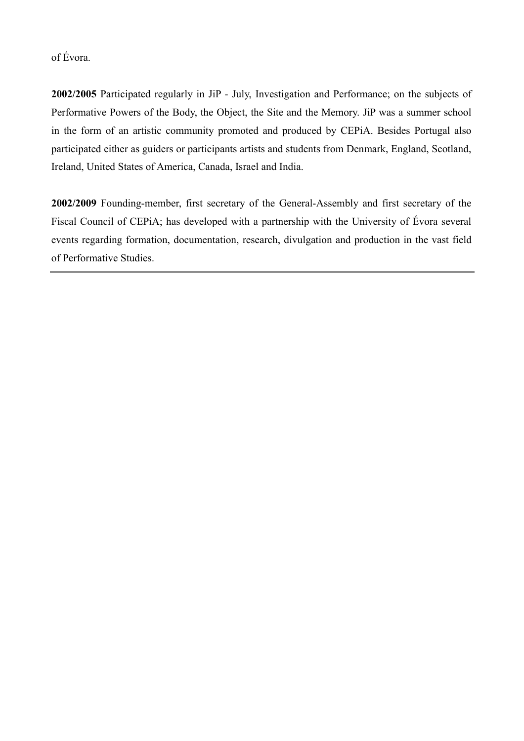of Évora.

**2002/2005** Participated regularly in JiP - July, Investigation and Performance; on the subjects of Performative Powers of the Body, the Object, the Site and the Memory. JiP was a summer school in the form of an artistic community promoted and produced by CEPiA. Besides Portugal also participated either as guiders or participants artists and students from Denmark, England, Scotland, Ireland, United States of America, Canada, Israel and India.

**2002/2009** Founding-member, first secretary of the General-Assembly and first secretary of the Fiscal Council of CEPiA; has developed with a partnership with the University of Évora several events regarding formation, documentation, research, divulgation and production in the vast field of Performative Studies.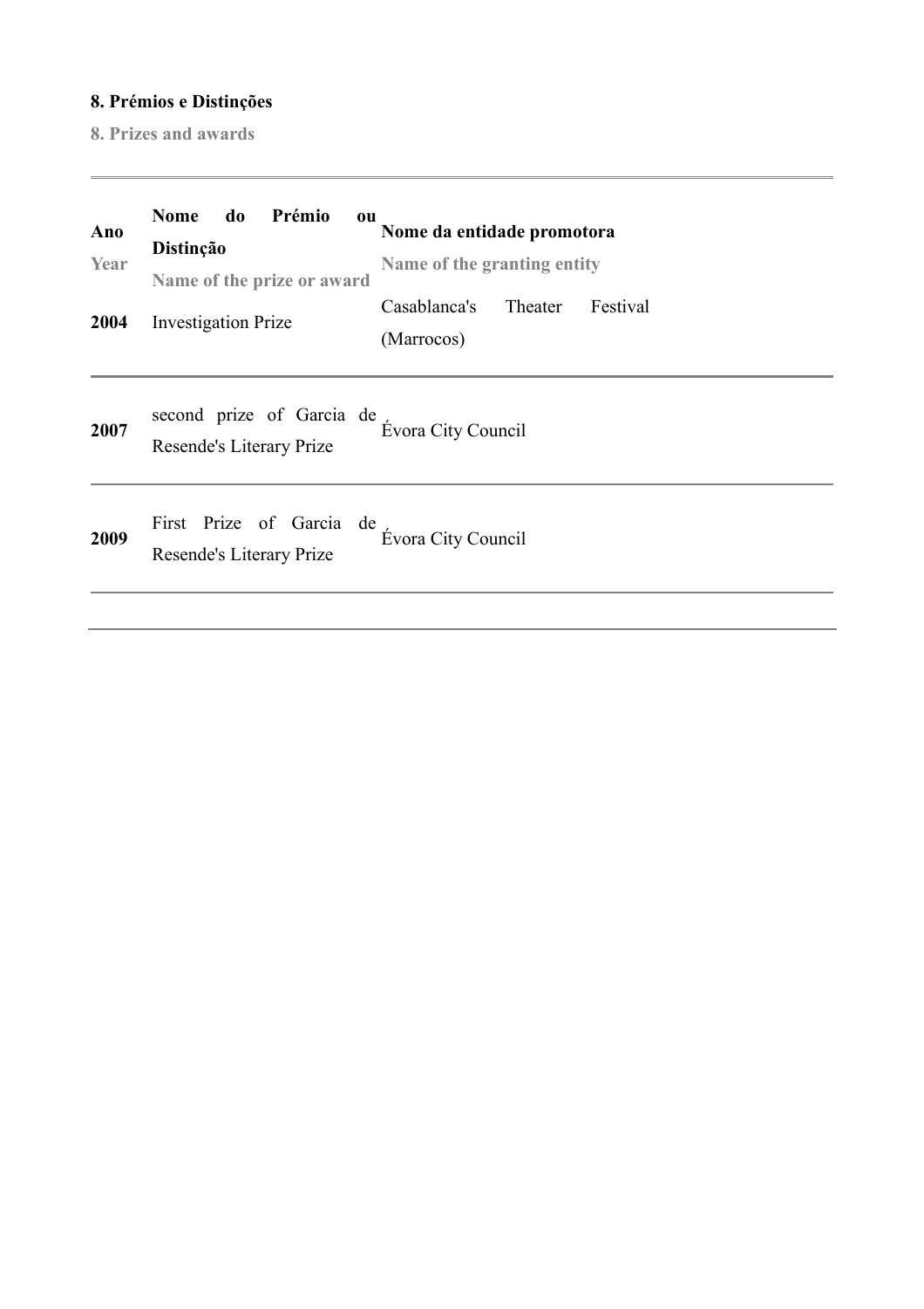**8. Prémios e Distinções**

**8. Prizes and awards**

| **Ano**<br>**Year** | **Nome do Prémio ou Distinção**<br>**Name of the prize or award** | **Nome da entidade promotora**<br>**Name of the granting entity** |
|---|---|---|
| **2004** | Investigation Prize | Casablanca's Theater Festival (Marrocos) |
| **2007** | second prize of Garcia de Resende's Literary Prize | Évora City Council |
| **2009** | First Prize of Garcia de Resende's Literary Prize | Évora City Council |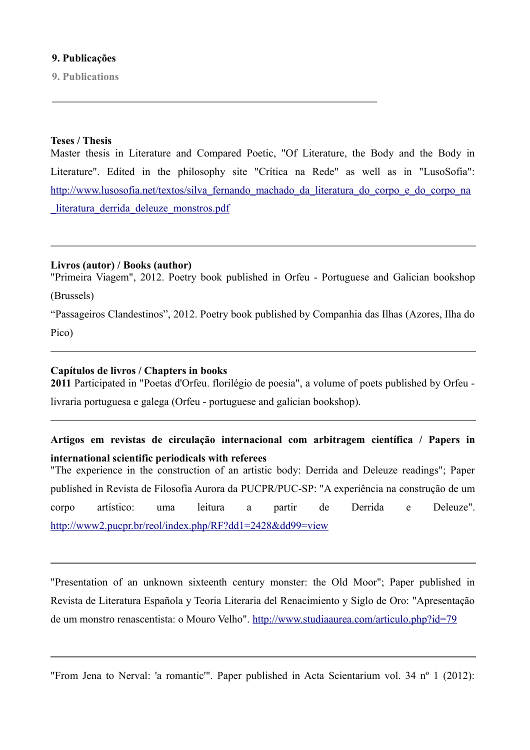**9. Publicações**

**9. Publications**

---

**Teses / Thesis**

Master thesis in Literature and Compared Poetic, "Of Literature, the Body and the Body in Literature". Edited in the philosophy site "Crítica na Rede" as well as in "LusoSofia": http://www.lusosofia.net/textos/silva_fernando_machado_da_literatura_do_corpo_e_do_corpo_na_literatura_derrida_deleuze_monstros.pdf

---

**Livros (autor) / Books (author)**

"Primeira Viagem", 2012. Poetry book published in Orfeu - Portuguese and Galician bookshop (Brussels)

“Passageiros Clandestinos”, 2012. Poetry book published by Companhia das Ilhas (Azores, Ilha do Pico)

---

**Capítulos de livros / Chapters in books**

**2011** Participated in "Poetas d'Orfeu. florilégio de poesia", a volume of poets published by Orfeu - livraria portuguesa e galega (Orfeu - portuguese and galician bookshop).

---

**Artigos em revistas de circulação internacional com arbitragem científica / Papers in international scientific periodicals with referees**

"The experience in the construction of an artistic body: Derrida and Deleuze readings"; Paper published in Revista de Filosofia Aurora da PUCPR/PUC-SP: "A experiência na construção de um corpo artístico: uma leitura a partir de Derrida e Deleuze". http://www2.pucpr.br/reol/index.php/RF?dd1=2428&dd99=view

---

"Presentation of an unknown sixteenth century monster: the Old Moor"; Paper published in Revista de Literatura Española y Teoria Literaria del Renacimiento y Siglo de Oro: "Apresentação de um monstro renascentista: o Mouro Velho". http://www.studiaaurea.com/articulo.php?id=79

---

"From Jena to Nerval: 'a romantic'". Paper published in Acta Scientiarum vol. 34 nº 1 (2012):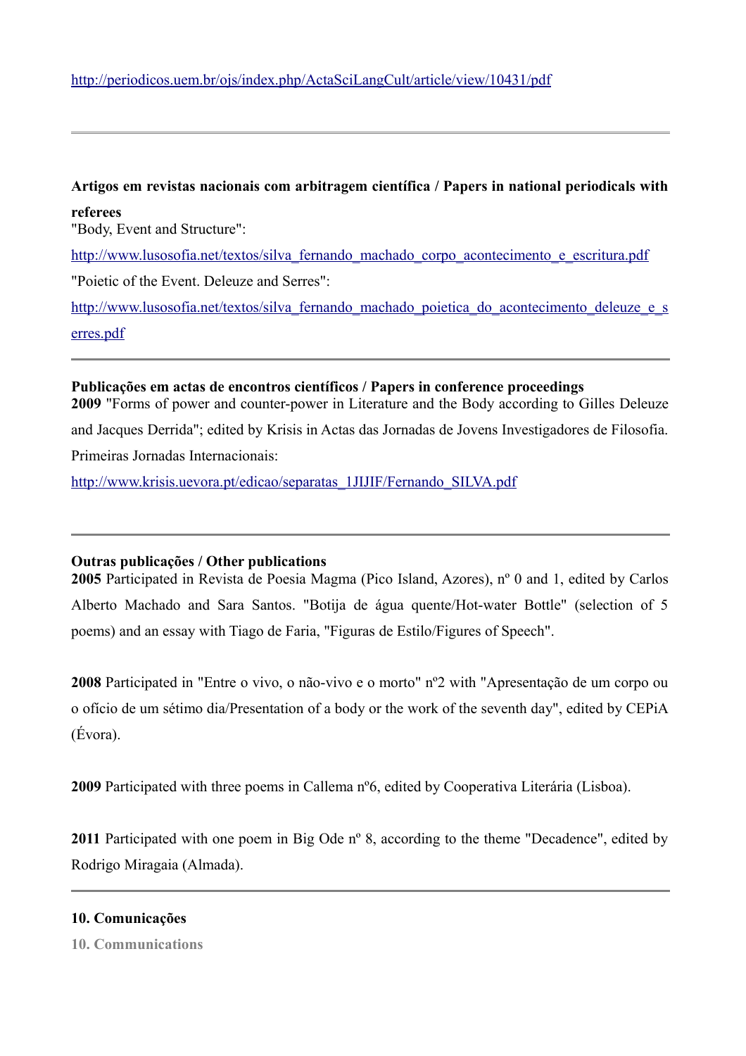http://periodicos.uem.br/ojs/index.php/ActaSciLangCult/article/view/10431/pdf

---

**Artigos em revistas nacionais com arbitragem científica / Papers in national periodicals with referees**

"Body, Event and Structure":

http://www.lusosofia.net/textos/silva_fernando_machado_corpo_acontecimento_e_escritura.pdf

"Poietic of the Event. Deleuze and Serres":

http://www.lusosofia.net/textos/silva_fernando_machado_poietica_do_acontecimento_deleuze_e_serres.pdf

---

**Publicações em actas de encontros científicos / Papers in conference proceedings**

**2009** "Forms of power and counter-power in Literature and the Body according to Gilles Deleuze and Jacques Derrida"; edited by Krisis in Actas das Jornadas de Jovens Investigadores de Filosofia. Primeiras Jornadas Internacionais:

http://www.krisis.uevora.pt/edicao/separatas_1JIJIF/Fernando_SILVA.pdf

---

**Outras publicações / Other publications**

**2005** Participated in Revista de Poesia Magma (Pico Island, Azores), nº 0 and 1, edited by Carlos Alberto Machado and Sara Santos. "Botija de água quente/Hot-water Bottle" (selection of 5 poems) and an essay with Tiago de Faria, "Figuras de Estilo/Figures of Speech".

**2008** Participated in "Entre o vivo, o não-vivo e o morto" nº2 with "Apresentação de um corpo ou o ofício de um sétimo dia/Presentation of a body or the work of the seventh day", edited by CEPiA (Évora).

**2009** Participated with three poems in Callema nº6, edited by Cooperativa Literária (Lisboa).

**2011** Participated with one poem in Big Ode nº 8, according to the theme "Decadence", edited by Rodrigo Miragaia (Almada).

---

## 10. Comunicações

## 10. Communications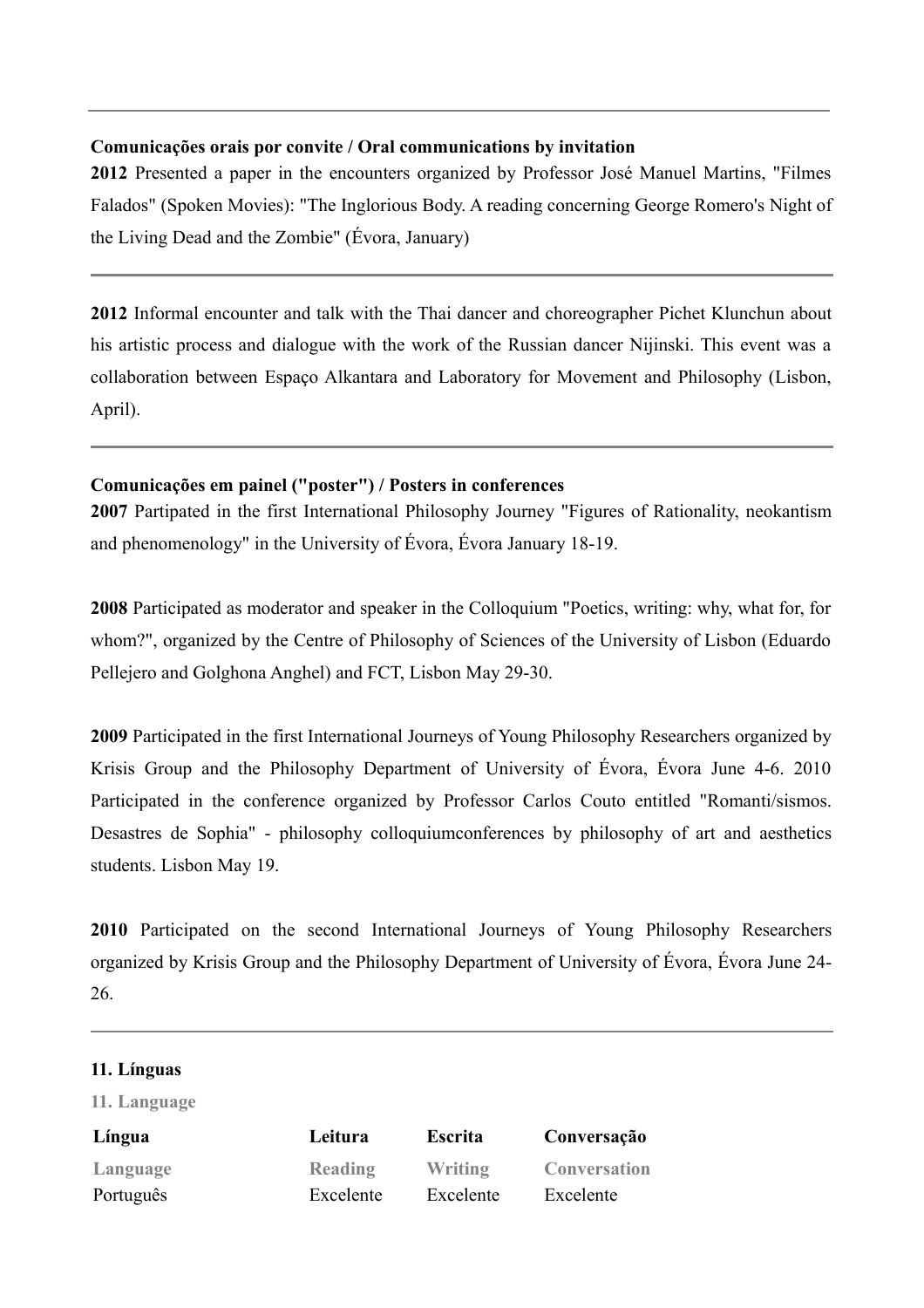---

**Comunicações orais por convite / Oral communications by invitation**

**2012** Presented a paper in the encounters organized by Professor José Manuel Martins, "Filmes Falados" (Spoken Movies): "The Inglorious Body. A reading concerning George Romero's Night of the Living Dead and the Zombie" (Évora, January)

---

**2012** Informal encounter and talk with the Thai dancer and choreographer Pichet Klunchun about his artistic process and dialogue with the work of the Russian dancer Nijinski. This event was a collaboration between Espaço Alkantara and Laboratory for Movement and Philosophy (Lisbon, April).

---

**Comunicações em painel ("poster") / Posters in conferences**

**2007** Partipated in the first International Philosophy Journey "Figures of Rationality, neokantism and phenomenology" in the University of Évora, Évora January 18-19.

**2008** Participated as moderator and speaker in the Colloquium "Poetics, writing: why, what for, for whom?", organized by the Centre of Philosophy of Sciences of the University of Lisbon (Eduardo Pellejero and Golghona Anghel) and FCT, Lisbon May 29-30.

**2009** Participated in the first International Journeys of Young Philosophy Researchers organized by Krisis Group and the Philosophy Department of University of Évora, Évora June 4-6. 2010 Participated in the conference organized by Professor Carlos Couto entitled "Romanti/sismos. Desastres de Sophia" - philosophy colloquiumconferences by philosophy of art and aesthetics students. Lisbon May 19.

**2010** Participated on the second International Journeys of Young Philosophy Researchers organized by Krisis Group and the Philosophy Department of University of Évora, Évora June 24-26.

---

**11. Línguas**

**11. Language**

| Língua | Leitura | Escrita | Conversação |
|---|---|---|---|
| **Language** | **Reading** | **Writing** | **Conversation** |
| Português | Excelente | Excelente | Excelente |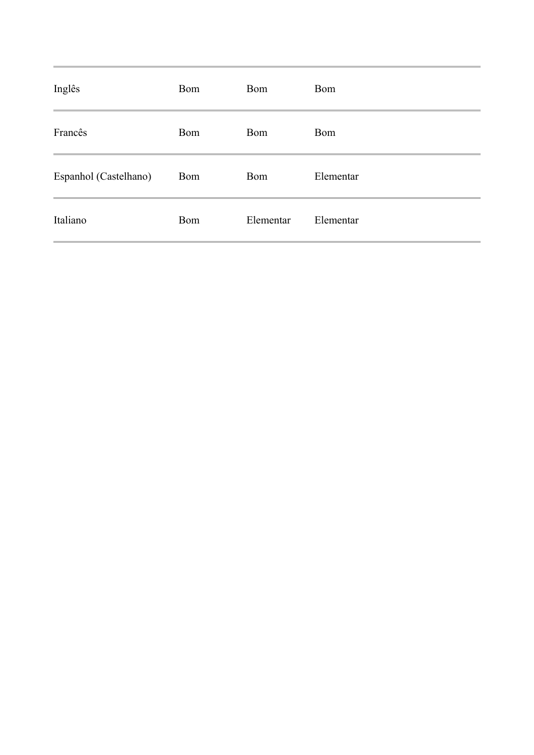| | | | |
|---|---|---|---|
| Inglês | Bom | Bom | Bom |
| Francês | Bom | Bom | Bom |
| Espanhol (Castelhano) | Bom | Bom | Elementar |
| Italiano | Bom | Elementar | Elementar |